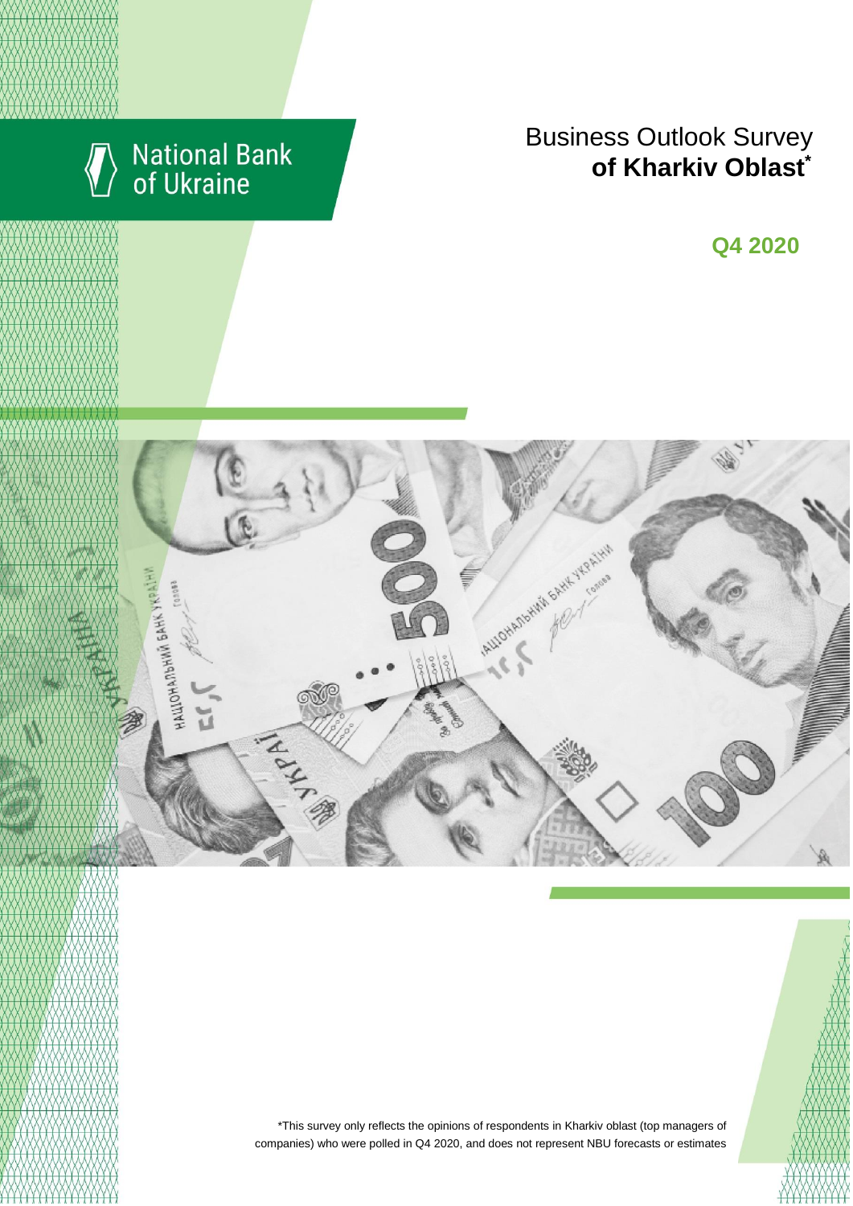National Bank of Ukraine

# Business Outlook Survey of Kharkiv Oblast*

## Q4 2020

*This survey only reflects the opinions of respondents in Kharkiv oblast (top managers of companies) who were polled in Q4 2020, and does not represent NBU forecasts or estimates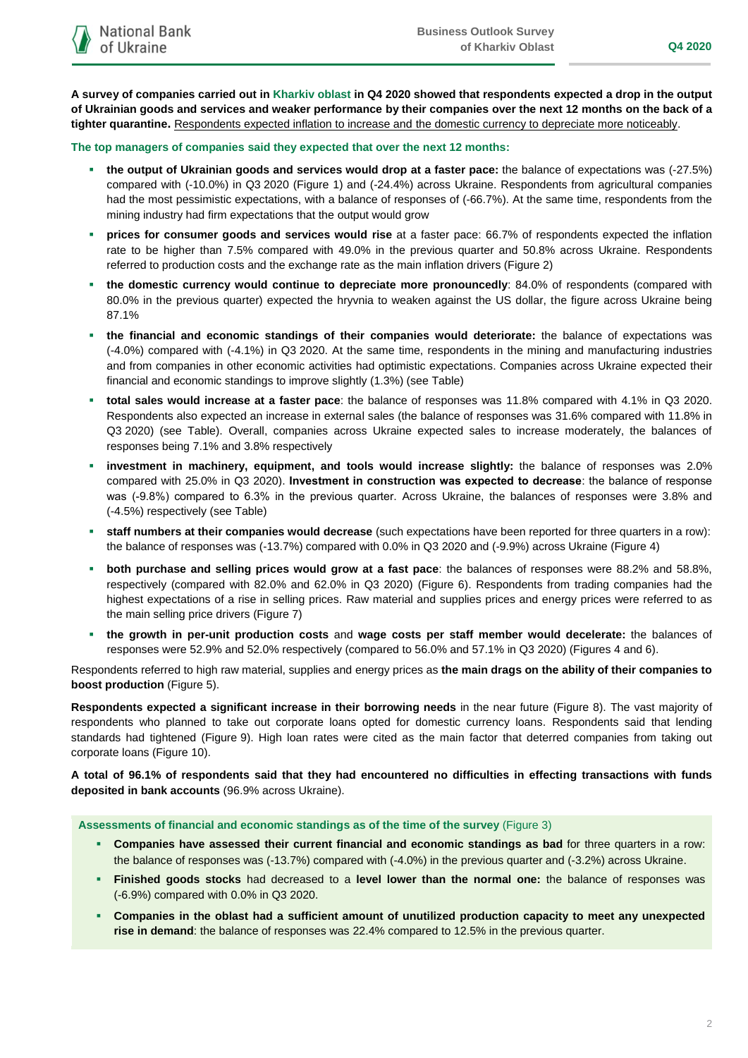**A survey of companies carried out in Kharkiv oblast in Q4 2020 showed that respondents expected a drop in the output of Ukrainian goods and services and weaker performance by their companies over the next 12 months on the back of a tighter quarantine.** Respondents expected inflation to increase and the domestic currency to depreciate more noticeably.

**The top managers of companies said they expected that over the next 12 months:**

- **the output of Ukrainian goods and services would drop at a faster pace:** the balance of expectations was (-27.5%) compared with (-10.0%) in Q3 2020 (Figure 1) and (-24.4%) across Ukraine. Respondents from agricultural companies had the most pessimistic expectations, with a balance of responses of (-66.7%). At the same time, respondents from the mining industry had firm expectations that the output would grow
- **prices for consumer goods and services would rise** at a faster pace: 66.7% of respondents expected the inflation rate to be higher than 7.5% compared with 49.0% in the previous quarter and 50.8% across Ukraine. Respondents referred to production costs and the exchange rate as the main inflation drivers (Figure 2)
- **the domestic currency would continue to depreciate more pronouncedly**: 84.0% of respondents (compared with 80.0% in the previous quarter) expected the hryvnia to weaken against the US dollar, the figure across Ukraine being 87.1%
- **the financial and economic standings of their companies would deteriorate:** the balance of expectations was (-4.0%) compared with (-4.1%) in Q3 2020. At the same time, respondents in the mining and manufacturing industries and from companies in other economic activities had optimistic expectations. Companies across Ukraine expected their financial and economic standings to improve slightly (1.3%) (see Table)
- **total sales would increase at a faster pace**: the balance of responses was 11.8% compared with 4.1% in Q3 2020. Respondents also expected an increase in external sales (the balance of responses was 31.6% compared with 11.8% in Q3 2020) (see Table). Overall, companies across Ukraine expected sales to increase moderately, the balances of responses being 7.1% and 3.8% respectively
- **investment in machinery, equipment, and tools would increase slightly:** the balance of responses was 2.0% compared with 25.0% in Q3 2020). **Investment in construction was expected to decrease**: the balance of response was (-9.8%) compared to 6.3% in the previous quarter. Across Ukraine, the balances of responses were 3.8% and (-4.5%) respectively (see Table)
- **staff numbers at their companies would decrease** (such expectations have been reported for three quarters in a row): the balance of responses was (-13.7%) compared with 0.0% in Q3 2020 and (-9.9%) across Ukraine (Figure 4)
- **both purchase and selling prices would grow at a fast pace**: the balances of responses were 88.2% and 58.8%, respectively (compared with 82.0% and 62.0% in Q3 2020) (Figure 6). Respondents from trading companies had the highest expectations of a rise in selling prices. Raw material and supplies prices and energy prices were referred to as the main selling price drivers (Figure 7)
- **the growth in per-unit production costs** and **wage costs per staff member would decelerate:** the balances of responses were 52.9% and 52.0% respectively (compared to 56.0% and 57.1% in Q3 2020) (Figures 4 and 6).

Respondents referred to high raw material, supplies and energy prices as **the main drags on the ability of their companies to boost production** (Figure 5).

**Respondents expected a significant increase in their borrowing needs** in the near future (Figure 8). The vast majority of respondents who planned to take out corporate loans opted for domestic currency loans. Respondents said that lending standards had tightened (Figure 9). High loan rates were cited as the main factor that deterred companies from taking out corporate loans (Figure 10).

**A total of 96.1% of respondents said that they had encountered no difficulties in effecting transactions with funds deposited in bank accounts** (96.9% across Ukraine).

**Assessments of financial and economic standings as of the time of the survey** (Figure 3)

- **Companies have assessed their current financial and economic standings as bad** for three quarters in a row: the balance of responses was (-13.7%) compared with (-4.0%) in the previous quarter and (-3.2%) across Ukraine.
- **Finished goods stocks** had decreased to a **level lower than the normal one:** the balance of responses was (-6.9%) compared with 0.0% in Q3 2020.
- **Companies in the oblast had a sufficient amount of unutilized production capacity to meet any unexpected rise in demand**: the balance of responses was 22.4% compared to 12.5% in the previous quarter.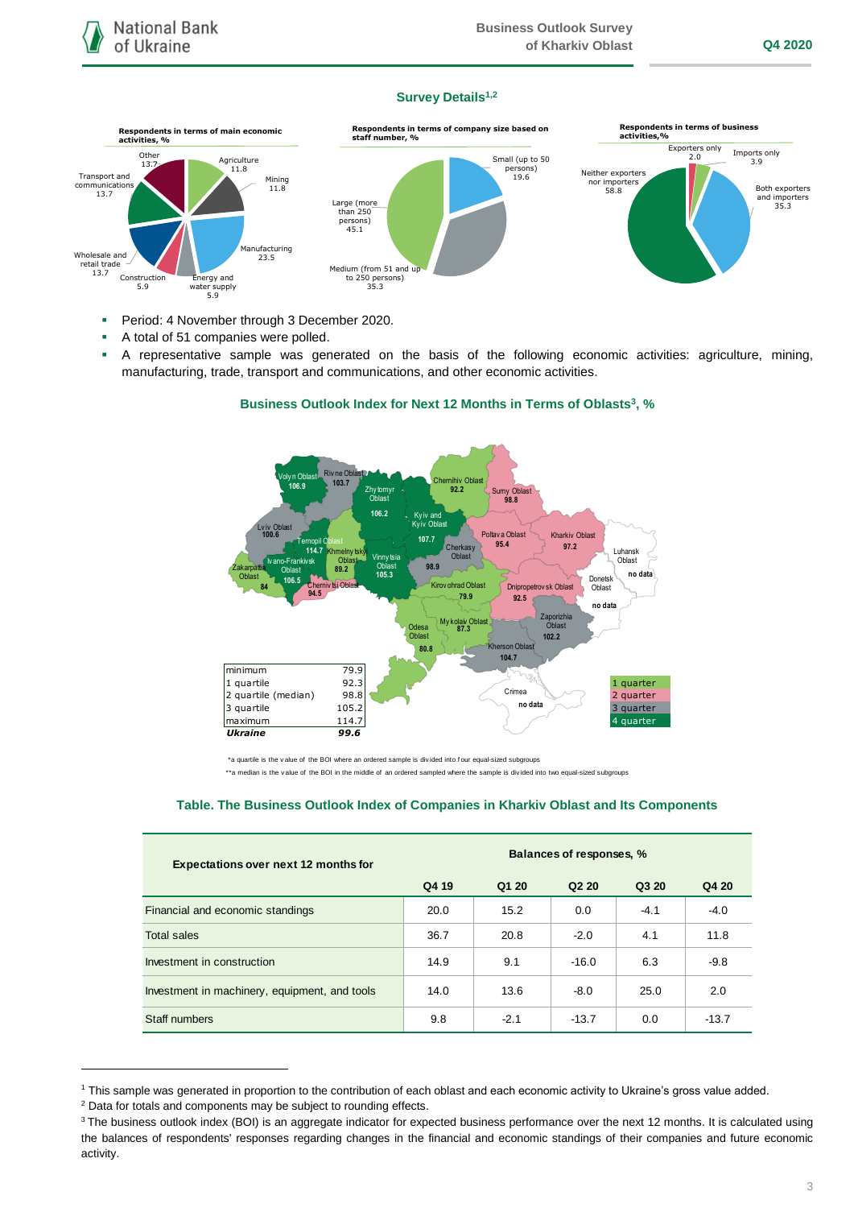### Survey Details[1,2]

**Respondents in terms of main economic activities, %**

- Agriculture 11.8
- Mining 11.8
- Manufacturing 23.5
- Energy and water supply 5.9
- Construction 5.9
- Wholesale and retail trade 13.7
- Transport and communications 13.7
- Other 13.7

**Respondents in terms of company size based on staff number, %**

- Small (up to 50 persons) 19.6
- Medium (from 51 and up to 250 persons) 35.3
- Large (more than 250 persons) 45.1

**Respondents in terms of business activities,%**

- Exporters only 2.0
- Imports only 3.9
- Both exporters and importers 35.3
- Neither exporters nor importers 58.8

- Period: 4 November through 3 December 2020.
- A total of 51 companies were polled.
- A representative sample was generated on the basis of the following economic activities: agriculture, mining, manufacturing, trade, transport and communications, and other economic activities.

### Business Outlook Index for Next 12 Months in Terms of Oblasts[3], %

| Oblast | BOI |
|---|---|
| Volyn Oblast | 106.9 |
| Rivne Oblast | 103.7 |
| Zhytomyr Oblast | 106.2 |
| Chernihiv Oblast | 92.2 |
| Sumy Oblast | 98.8 |
| Kyiv and Kyiv Oblast | 107.7 |
| Lviv Oblast | 100.6 |
| Ternopil Oblast | 114.7 |
| Khmelnytskyi Oblast | 89.2 |
| Ivano-Frankivsk Oblast | 106.5 |
| Zakarpattia Oblast | 84 |
| Chernivtsi Oblast | 94.5 |
| Vinnytsia Oblast | 105.3 |
| Cherkasy Oblast | 98.9 |
| Poltava Oblast | 95.4 |
| Kharkiv Oblast | 97.2 |
| Luhansk Oblast | no data |
| Donetsk Oblast | no data |
| Kirovohrad Oblast | 79.9 |
| Dnipropetrovsk Oblast | 92.5 |
| Zaporizhia Oblast | 102.2 |
| Odesa Oblast | 80.8 |
| Mykolaiv Oblast | 87.3 |
| Kherson Oblast | 104.7 |
| Crimea | no data |

| | |
|---|---|
| minimum | 79.9 |
| 1 quartile | 92.3 |
| 2 quartile (median) | 98.8 |
| 3 quartile | 105.2 |
| maximum | 114.7 |
| ***Ukraine*** | ***99.6*** |

Legend: 1 quarter; 2 quarter; 3 quarter; 4 quarter

*a quartile is the value of the BOI where an ordered sample is divided into four equal-sized subgroups

**a median is the value of the BOI in the middle of an ordered sampled where the sample is divided into two equal-sized subgroups

### Table. The Business Outlook Index of Companies in Kharkiv Oblast and Its Components

| Expectations over next 12 months for | Balances of responses, % | | | | |
|---|---|---|---|---|---|
| | Q4 19 | Q1 20 | Q2 20 | Q3 20 | Q4 20 |
| Financial and economic standings | 20.0 | 15.2 | 0.0 | -4.1 | -4.0 |
| Total sales | 36.7 | 20.8 | -2.0 | 4.1 | 11.8 |
| Investment in construction | 14.9 | 9.1 | -16.0 | 6.3 | -9.8 |
| Investment in machinery, equipment, and tools | 14.0 | 13.6 | -8.0 | 25.0 | 2.0 |
| Staff numbers | 9.8 | -2.1 | -13.7 | 0.0 | -13.7 |

---

[1] This sample was generated in proportion to the contribution of each oblast and each economic activity to Ukraine's gross value added.

[2] Data for totals and components may be subject to rounding effects.

[3] The business outlook index (BOI) is an aggregate indicator for expected business performance over the next 12 months. It is calculated using the balances of respondents' responses regarding changes in the financial and economic standings of their companies and future economic activity.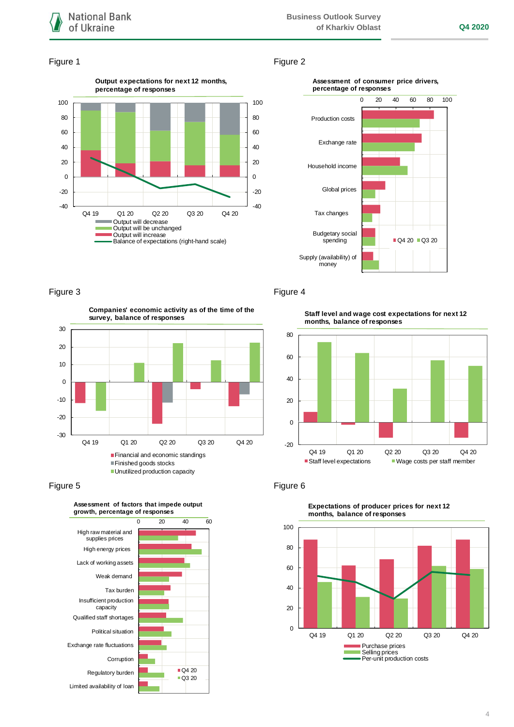Figure 1

**Output expectations for next 12 months, percentage of responses**

- Output will decrease
- Output will be unchanged
- Output will increase
- Balance of expectations (right-hand scale)

Figure 2

**Assessment of consumer price drivers, percentage of responses**

Production costs; Exchange rate; Household income; Global prices; Tax changes; Budgetary social spending; Supply (availability) of money

Q4 20 / Q3 20

Figure 3

**Companies' economic activity as of the time of the survey, balance of responses**

- Financial and economic standings
- Finished goods stocks
- Unutilized production capacity

Figure 4

**Staff level and wage cost expectations for next 12 months, balance of responses**

- Staff level expectations
- Wage costs per staff member

Figure 5

**Assessment of factors that impede output growth, percentage of responses**

High raw material and supplies prices; High energy prices; Lack of working assets; Weak demand; Tax burden; Insufficient production capacity; Qualified staff shortages; Political situation; Exchange rate fluctuations; Corruption; Regulatory burden; Limited availability of loan

Q4 20 / Q3 20

Figure 6

**Expectations of producer prices for next 12 months, balance of responses**

- Purchase prices
- Selling prices
- Per-unit production costs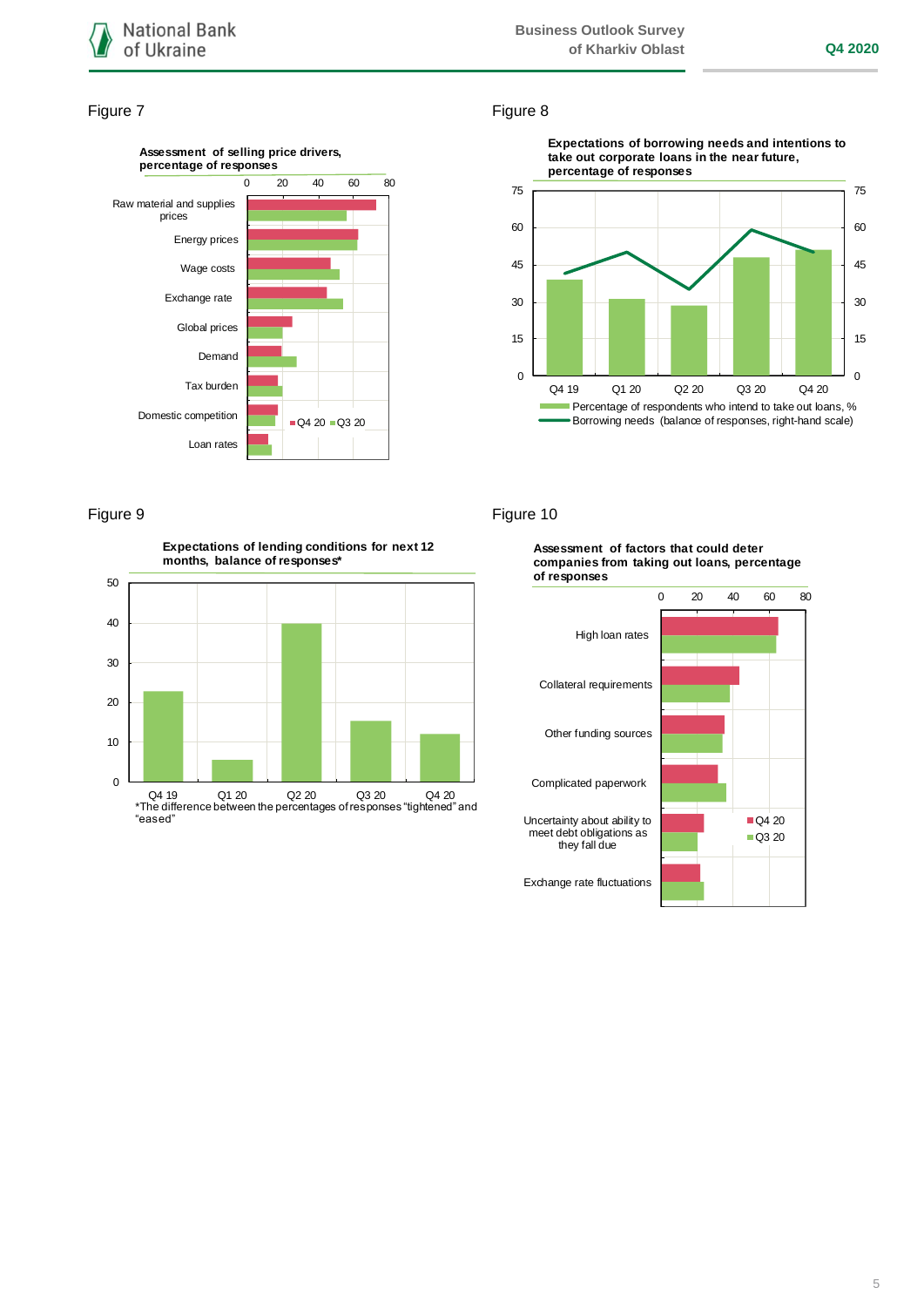Figure 7

**Assessment of selling price drivers, percentage of responses**

0 20 40 60 80

Raw material and supplies prices

Energy prices

Wage costs

Exchange rate

Global prices

Demand

Tax burden

Domestic competition

Loan rates

Q4 20 Q3 20

Figure 8

**Expectations of borrowing needs and intentions to take out corporate loans in the near future, percentage of responses**

75 60 45 30 15 0

Q4 19 Q1 20 Q2 20 Q3 20 Q4 20

Percentage of respondents who intend to take out loans, %

Borrowing needs (balance of responses, right-hand scale)

Figure 9

**Expectations of lending conditions for next 12 months, balance of responses***

50 40 30 20 10 0

Q4 19 Q1 20 Q2 20 Q3 20 Q4 20

*The difference between the percentages of responses "tightened" and "eased"

Figure 10

**Assessment of factors that could deter companies from taking out loans, percentage of responses**

0 20 40 60 80

High loan rates

Collateral requirements

Other funding sources

Complicated paperwork

Uncertainty about ability to meet debt obligations as they fall due

Exchange rate fluctuations

Q4 20 Q3 20